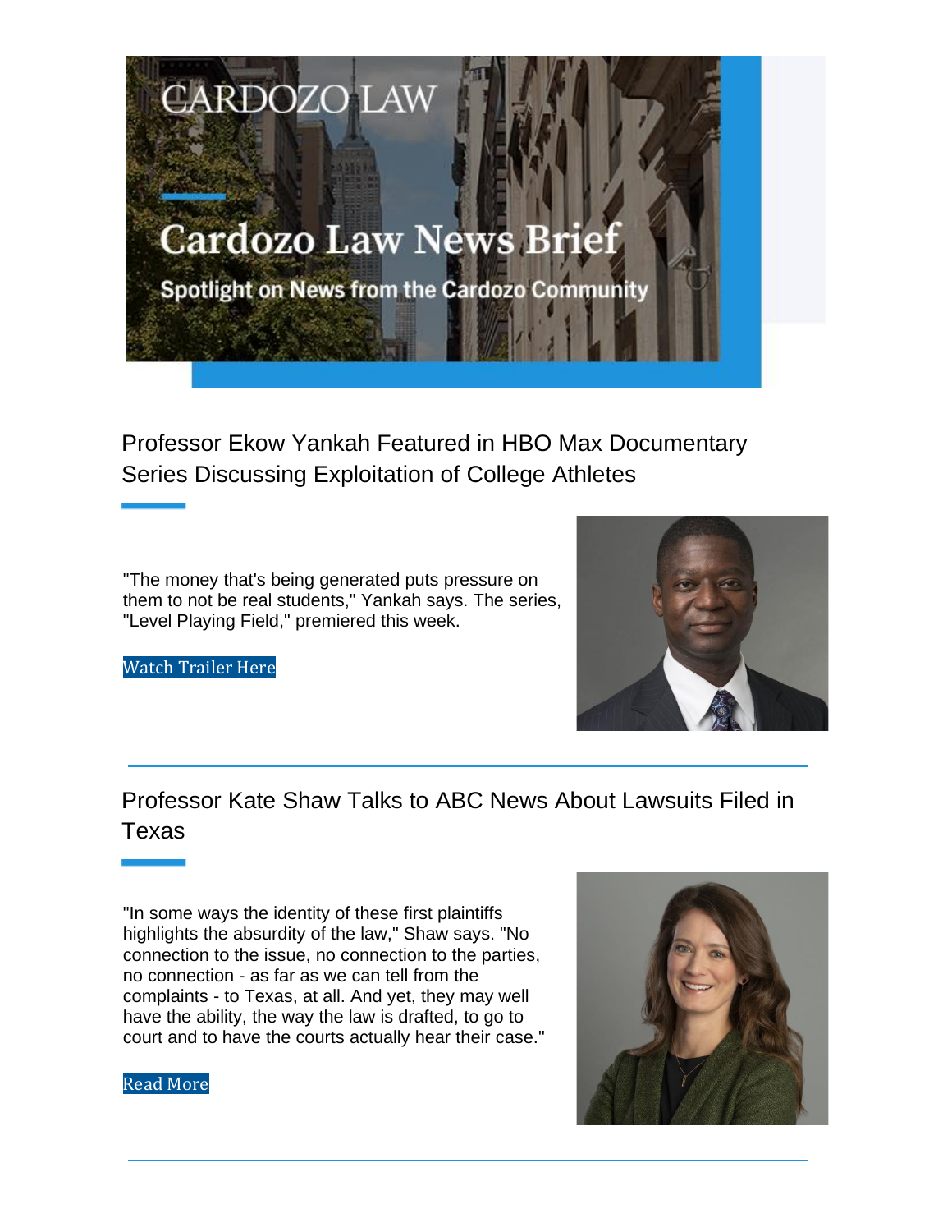# Cardozo Law News Brief

Spotlight on News from the Cardozo Community

## Professor Ekow Yankah Featured in HBO Max Documentary Series Discussing Exploitation of College Athletes

"The money that's being generated puts pressure on them to not be real students," Yankah says. The series, "Level Playing Field," premiered this week.

Watch Trailer Here

---

## Professor Kate Shaw Talks to ABC News About Lawsuits Filed in Texas

"In some ways the identity of these first plaintiffs highlights the absurdity of the law," Shaw says. "No connection to the issue, no connection to the parties, no connection - as far as we can tell from the complaints - to Texas, at all. And yet, they may well have the ability, the way the law is drafted, to go to court and to have the courts actually hear their case."

Read More

---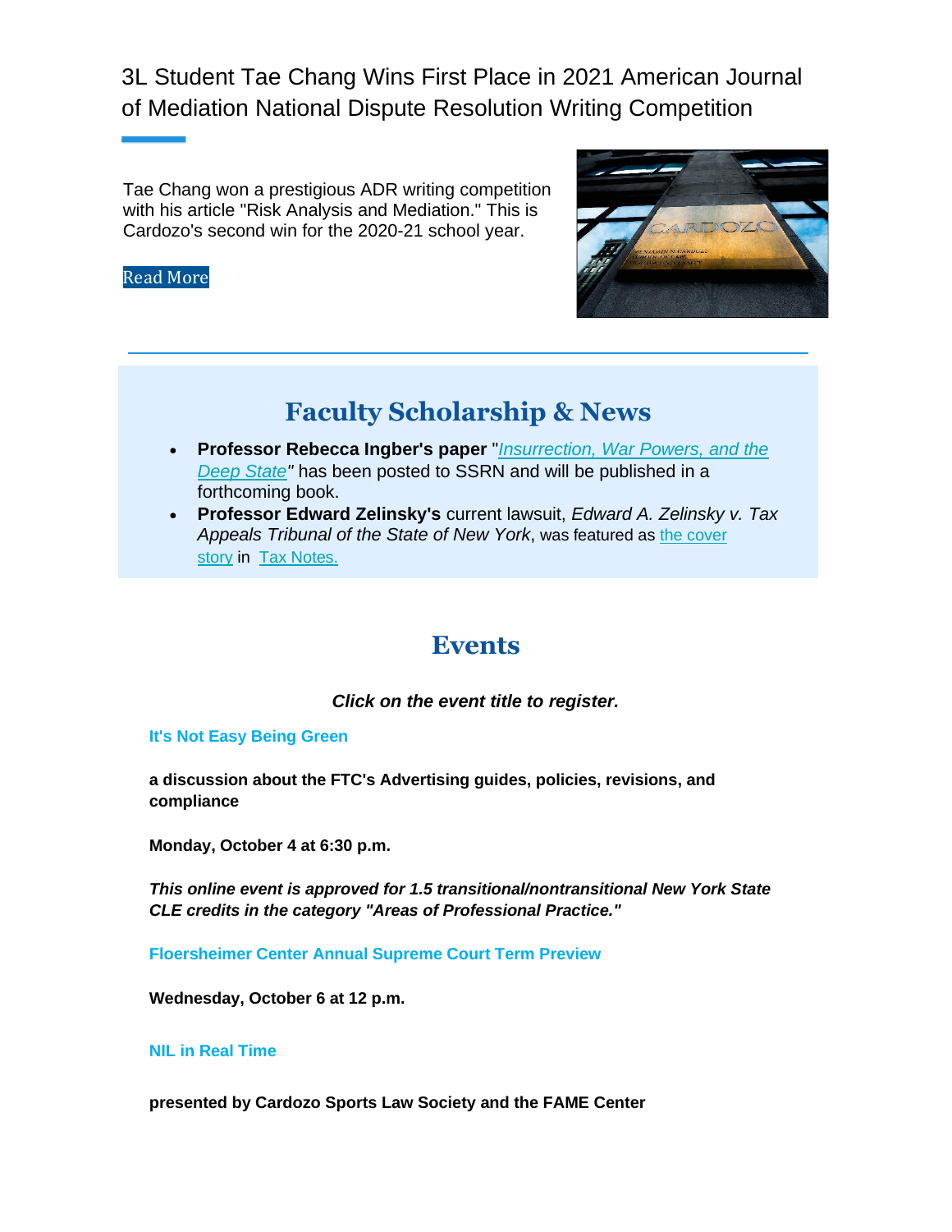## 3L Student Tae Chang Wins First Place in 2021 American Journal of Mediation National Dispute Resolution Writing Competition

Tae Chang won a prestigious ADR writing competition with his article "Risk Analysis and Mediation." This is Cardozo's second win for the 2020-21 school year.

Read More

## Faculty Scholarship & News

- **Professor Rebecca Ingber's paper** "*Insurrection, War Powers, and the Deep State"* has been posted to SSRN and will be published in a forthcoming book.
- **Professor Edward Zelinsky's** current lawsuit, *Edward A. Zelinsky v. Tax Appeals Tribunal of the State of New York*, was featured as the cover story in Tax Notes.

## Events

***Click on the event title to register.***

**It's Not Easy Being Green**

**a discussion about the FTC's Advertising guides, policies, revisions, and compliance**

**Monday, October 4 at 6:30 p.m.**

***This online event is approved for 1.5 transitional/nontransitional New York State CLE credits in the category "Areas of Professional Practice."***

**Floersheimer Center Annual Supreme Court Term Preview**

**Wednesday, October 6 at 12 p.m.**

**NIL in Real Time**

**presented by Cardozo Sports Law Society and the FAME Center**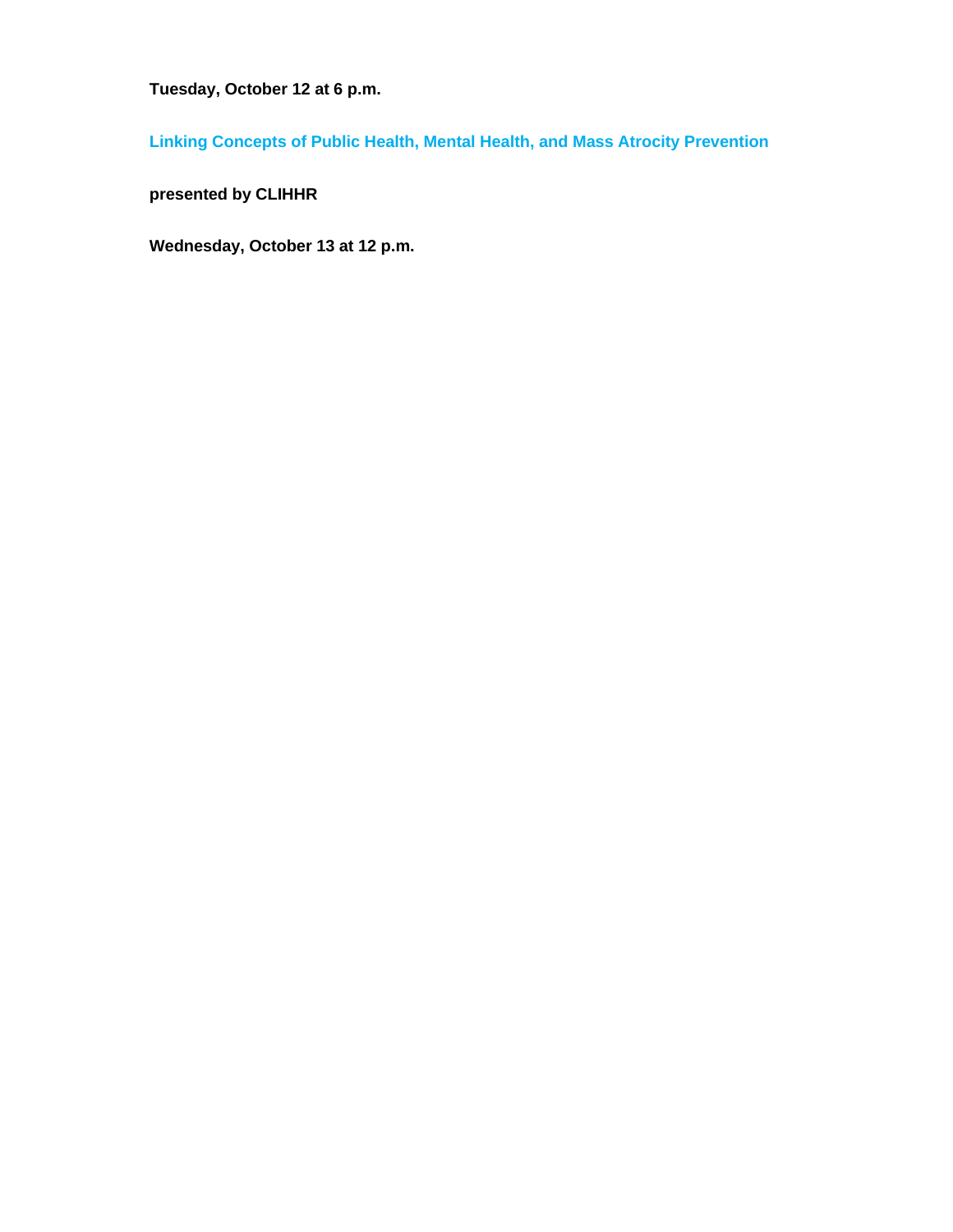**Tuesday, October 12 at 6 p.m.**

**Linking Concepts of Public Health, Mental Health, and Mass Atrocity Prevention**

**presented by CLIHHR**

**Wednesday, October 13 at 12 p.m.**